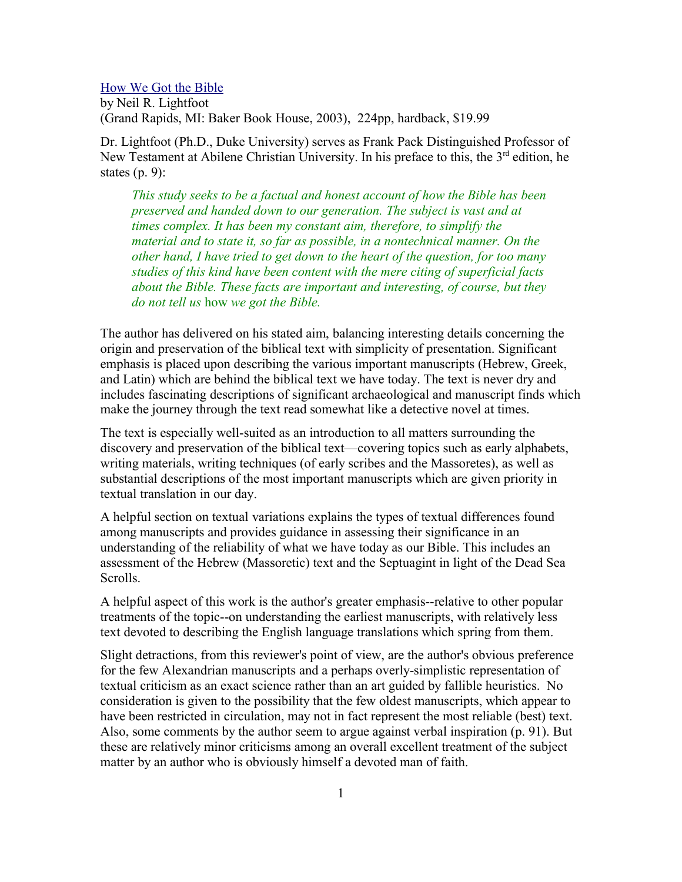[How We Got the Bible](#)
by Neil R. Lightfoot
(Grand Rapids, MI: Baker Book House, 2003), 224pp, hardback, $19.99

Dr. Lightfoot (Ph.D., Duke University) serves as Frank Pack Distinguished Professor of New Testament at Abilene Christian University. In his preface to this, the 3rd edition, he states (p. 9):

> *This study seeks to be a factual and honest account of how the Bible has been preserved and handed down to our generation. The subject is vast and at times complex. It has been my constant aim, therefore, to simplify the material and to state it, so far as possible, in a nontechnical manner. On the other hand, I have tried to get down to the heart of the question, for too many studies of this kind have been content with the mere citing of superficial facts about the Bible. These facts are important and interesting, of course, but they do not tell us* how *we got the Bible.*

The author has delivered on his stated aim, balancing interesting details concerning the origin and preservation of the biblical text with simplicity of presentation. Significant emphasis is placed upon describing the various important manuscripts (Hebrew, Greek, and Latin) which are behind the biblical text we have today. The text is never dry and includes fascinating descriptions of significant archaeological and manuscript finds which make the journey through the text read somewhat like a detective novel at times.

The text is especially well-suited as an introduction to all matters surrounding the discovery and preservation of the biblical text—covering topics such as early alphabets, writing materials, writing techniques (of early scribes and the Massoretes), as well as substantial descriptions of the most important manuscripts which are given priority in textual translation in our day.

A helpful section on textual variations explains the types of textual differences found among manuscripts and provides guidance in assessing their significance in an understanding of the reliability of what we have today as our Bible. This includes an assessment of the Hebrew (Massoretic) text and the Septuagint in light of the Dead Sea Scrolls.

A helpful aspect of this work is the author's greater emphasis--relative to other popular treatments of the topic--on understanding the earliest manuscripts, with relatively less text devoted to describing the English language translations which spring from them.

Slight detractions, from this reviewer's point of view, are the author's obvious preference for the few Alexandrian manuscripts and a perhaps overly-simplistic representation of textual criticism as an exact science rather than an art guided by fallible heuristics. No consideration is given to the possibility that the few oldest manuscripts, which appear to have been restricted in circulation, may not in fact represent the most reliable (best) text. Also, some comments by the author seem to argue against verbal inspiration (p. 91). But these are relatively minor criticisms among an overall excellent treatment of the subject matter by an author who is obviously himself a devoted man of faith.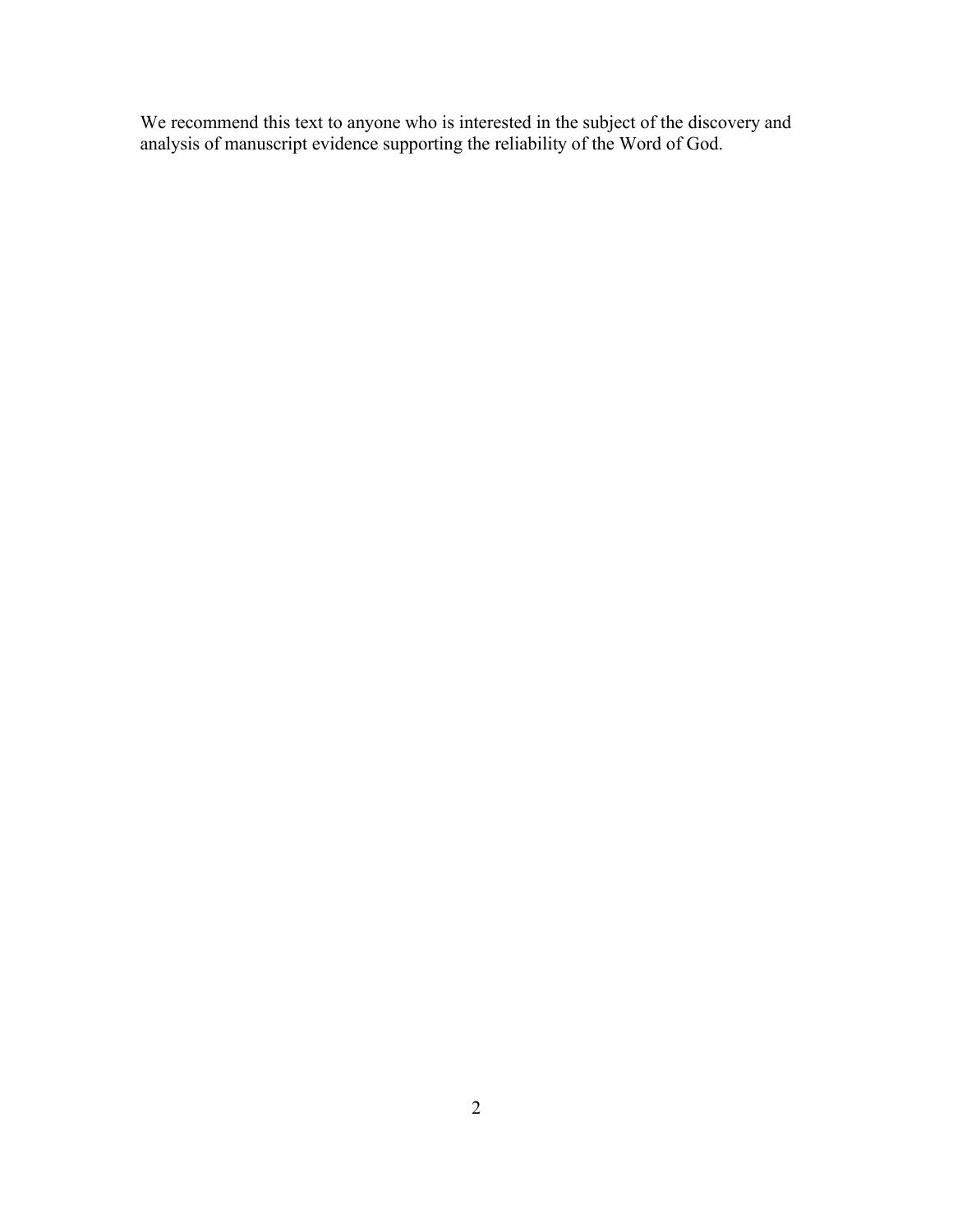We recommend this text to anyone who is interested in the subject of the discovery and analysis of manuscript evidence supporting the reliability of the Word of God.